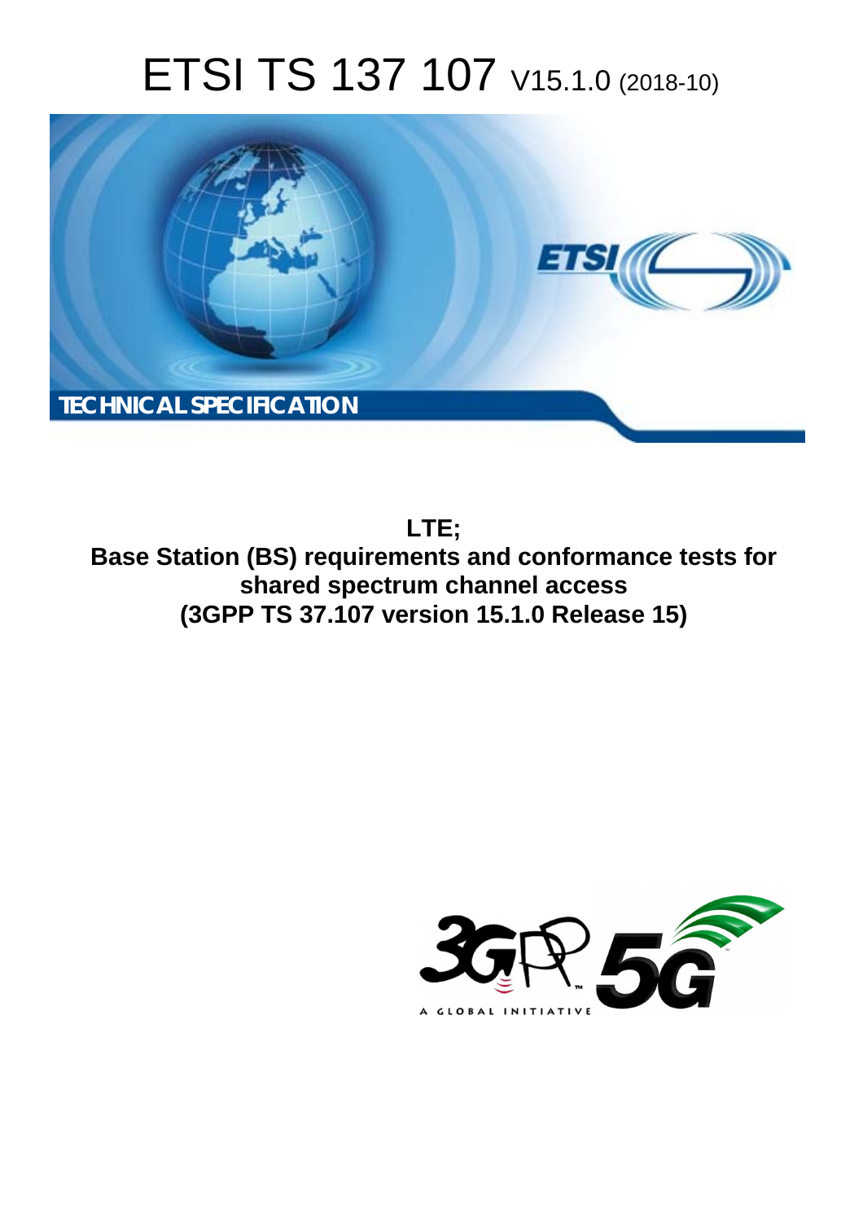# ETSI TS 137 107 V15.1.0 (2018-10)

**TECHNICAL SPECIFICATION**

**LTE;**
**Base Station (BS) requirements and conformance tests for shared spectrum channel access**
**(3GPP TS 37.107 version 15.1.0 Release 15)**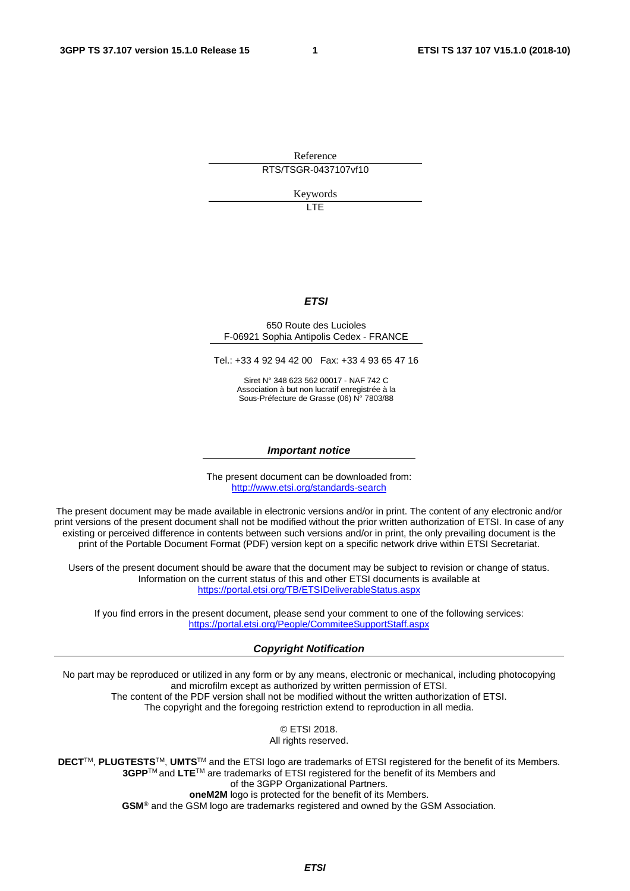Reference

RTS/TSGR-0437107vf10

Keywords

LTE

***ETSI***

650 Route des Lucioles
F-06921 Sophia Antipolis Cedex - FRANCE

Tel.: +33 4 92 94 42 00   Fax: +33 4 93 65 47 16

Siret N° 348 623 562 00017 - NAF 742 C
Association à but non lucratif enregistrée à la
Sous-Préfecture de Grasse (06) N° 7803/88

***Important notice***

The present document can be downloaded from:
http://www.etsi.org/standards-search

The present document may be made available in electronic versions and/or in print. The content of any electronic and/or print versions of the present document shall not be modified without the prior written authorization of ETSI. In case of any existing or perceived difference in contents between such versions and/or in print, the only prevailing document is the print of the Portable Document Format (PDF) version kept on a specific network drive within ETSI Secretariat.

Users of the present document should be aware that the document may be subject to revision or change of status. Information on the current status of this and other ETSI documents is available at
https://portal.etsi.org/TB/ETSIDeliverableStatus.aspx

If you find errors in the present document, please send your comment to one of the following services:
https://portal.etsi.org/People/CommiteeSupportStaff.aspx

***Copyright Notification***

No part may be reproduced or utilized in any form or by any means, electronic or mechanical, including photocopying and microfilm except as authorized by written permission of ETSI.
The content of the PDF version shall not be modified without the written authorization of ETSI.
The copyright and the foregoing restriction extend to reproduction in all media.

© ETSI 2018.
All rights reserved.

**DECT**TM, **PLUGTESTS**TM, **UMTS**TM and the ETSI logo are trademarks of ETSI registered for the benefit of its Members.
**3GPP**TM and **LTE**TM are trademarks of ETSI registered for the benefit of its Members and of the 3GPP Organizational Partners.
**oneM2M** logo is protected for the benefit of its Members.
**GSM**® and the GSM logo are trademarks registered and owned by the GSM Association.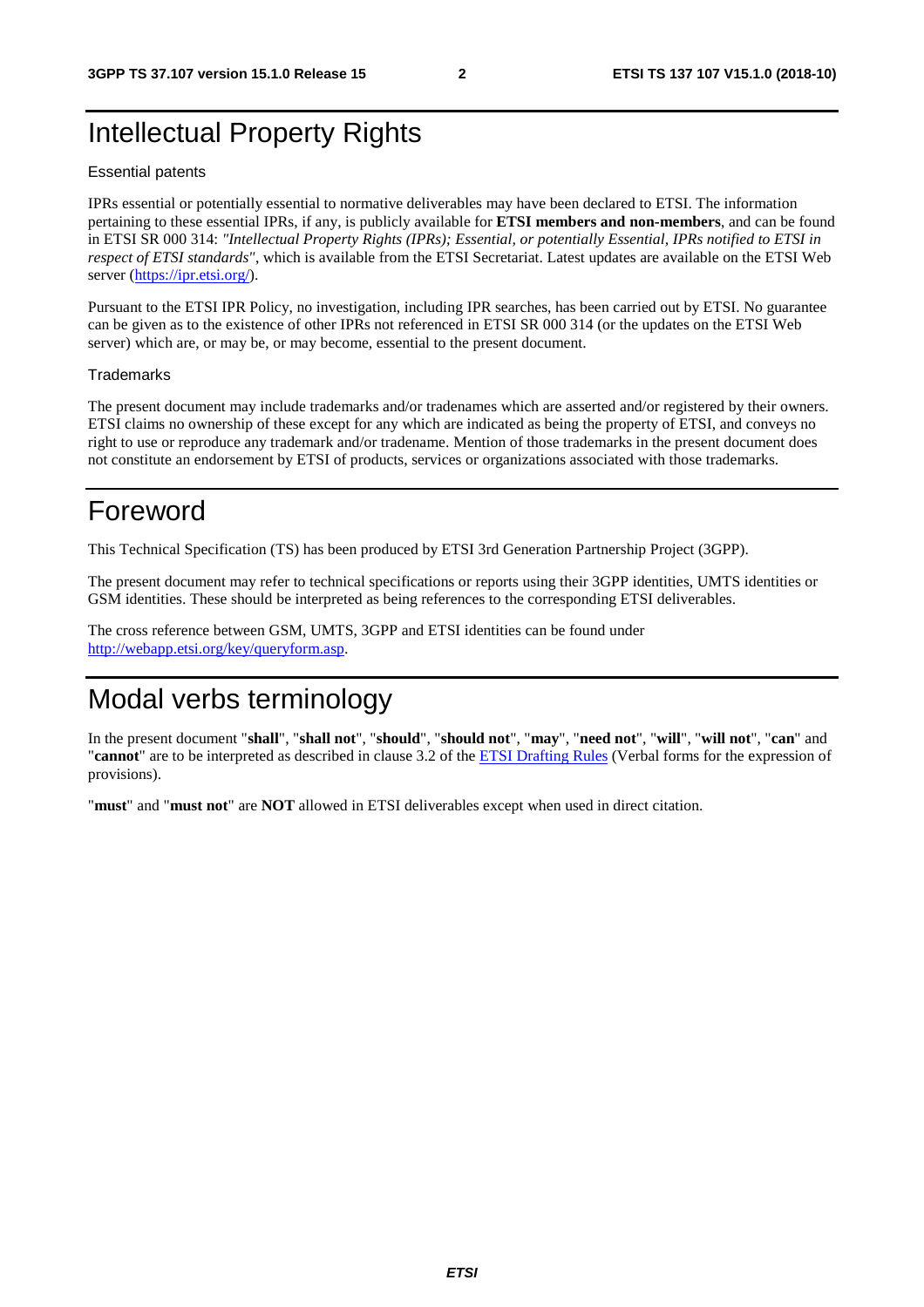# Intellectual Property Rights

Essential patents

IPRs essential or potentially essential to normative deliverables may have been declared to ETSI. The information pertaining to these essential IPRs, if any, is publicly available for **ETSI members and non-members**, and can be found in ETSI SR 000 314: *"Intellectual Property Rights (IPRs); Essential, or potentially Essential, IPRs notified to ETSI in respect of ETSI standards"*, which is available from the ETSI Secretariat. Latest updates are available on the ETSI Web server (https://ipr.etsi.org/).

Pursuant to the ETSI IPR Policy, no investigation, including IPR searches, has been carried out by ETSI. No guarantee can be given as to the existence of other IPRs not referenced in ETSI SR 000 314 (or the updates on the ETSI Web server) which are, or may be, or may become, essential to the present document.

Trademarks

The present document may include trademarks and/or tradenames which are asserted and/or registered by their owners. ETSI claims no ownership of these except for any which are indicated as being the property of ETSI, and conveys no right to use or reproduce any trademark and/or tradename. Mention of those trademarks in the present document does not constitute an endorsement by ETSI of products, services or organizations associated with those trademarks.

# Foreword

This Technical Specification (TS) has been produced by ETSI 3rd Generation Partnership Project (3GPP).

The present document may refer to technical specifications or reports using their 3GPP identities, UMTS identities or GSM identities. These should be interpreted as being references to the corresponding ETSI deliverables.

The cross reference between GSM, UMTS, 3GPP and ETSI identities can be found under http://webapp.etsi.org/key/queryform.asp.

# Modal verbs terminology

In the present document "**shall**", "**shall not**", "**should**", "**should not**", "**may**", "**need not**", "**will**", "**will not**", "**can**" and "**cannot**" are to be interpreted as described in clause 3.2 of the ETSI Drafting Rules (Verbal forms for the expression of provisions).

"**must**" and "**must not**" are **NOT** allowed in ETSI deliverables except when used in direct citation.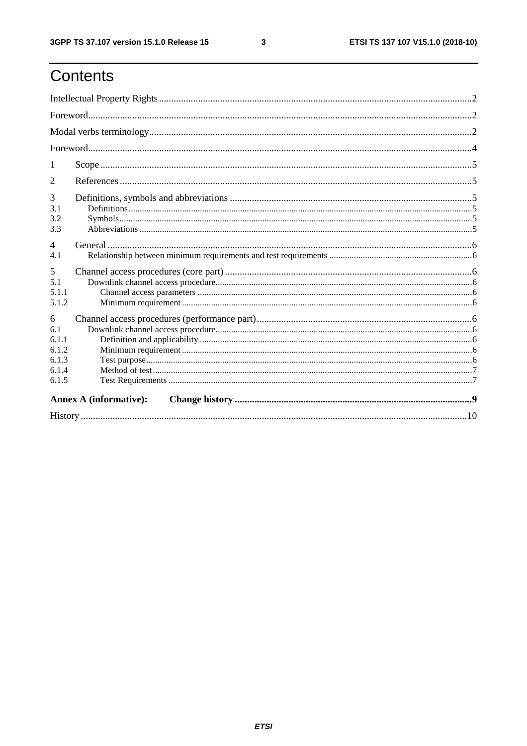# Contents

Intellectual Property Rights.....2

Foreword.....2

Modal verbs terminology.....2

Foreword.....4

1 Scope.....5

2 References.....5

3 Definitions, symbols and abbreviations.....5

3.1 Definitions.....5

3.2 Symbols.....5

3.3 Abbreviations.....5

4 General.....6

4.1 Relationship between minimum requirements and test requirements.....6

5 Channel access procedures (core part).....6

5.1 Downlink channel access procedure.....6

5.1.1 Channel access parameters.....6

5.1.2 Minimum requirement.....6

6 Channel access procedures (performance part).....6

6.1 Downlink channel access procedure.....6

6.1.1 Definition and applicability.....6

6.1.2 Minimum requirement.....6

6.1.3 Test purpose.....6

6.1.4 Method of test.....7

6.1.5 Test Requirements.....7

**Annex A (informative): Change history.....9**

History.....10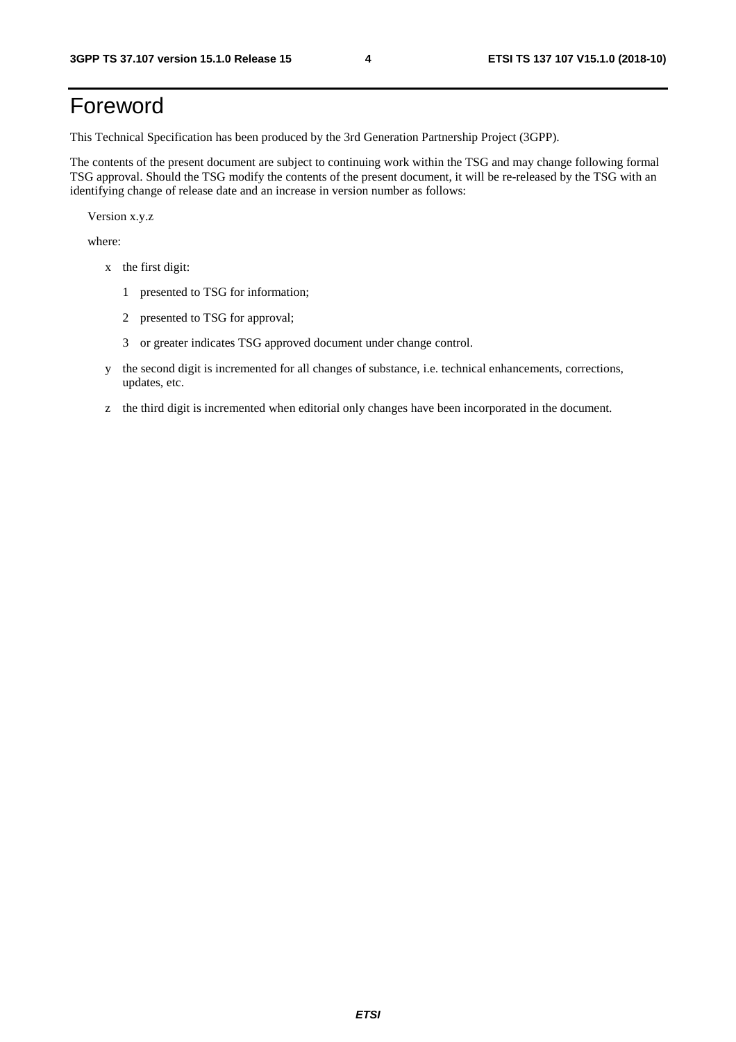# Foreword

This Technical Specification has been produced by the 3rd Generation Partnership Project (3GPP).

The contents of the present document are subject to continuing work within the TSG and may change following formal TSG approval. Should the TSG modify the contents of the present document, it will be re-released by the TSG with an identifying change of release date and an increase in version number as follows:

Version x.y.z

where:

- x the first digit:
  - 1 presented to TSG for information;
  - 2 presented to TSG for approval;
  - 3 or greater indicates TSG approved document under change control.
- y the second digit is incremented for all changes of substance, i.e. technical enhancements, corrections, updates, etc.
- z the third digit is incremented when editorial only changes have been incorporated in the document.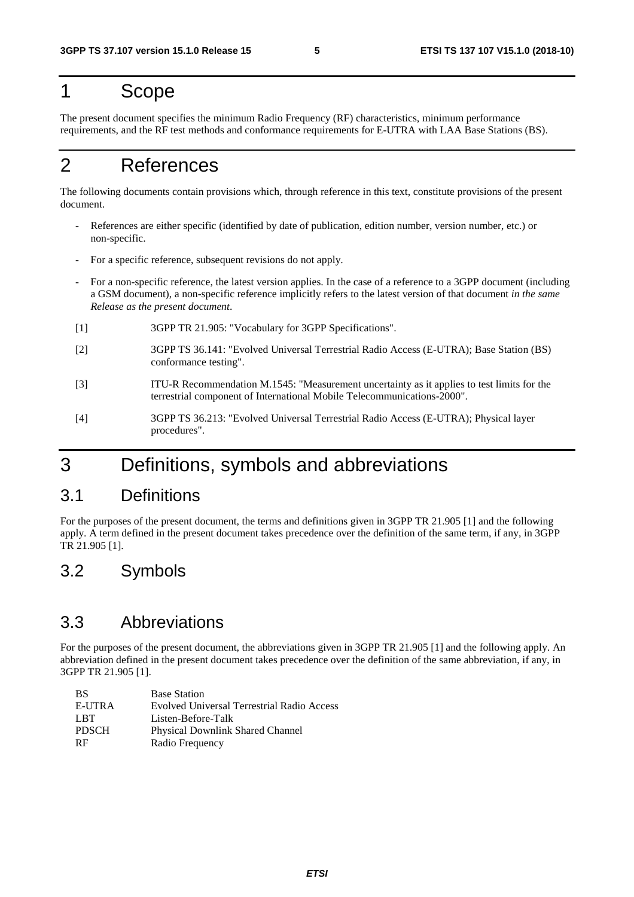# 1 Scope

The present document specifies the minimum Radio Frequency (RF) characteristics, minimum performance requirements, and the RF test methods and conformance requirements for E-UTRA with LAA Base Stations (BS).

# 2 References

The following documents contain provisions which, through reference in this text, constitute provisions of the present document.

- References are either specific (identified by date of publication, edition number, version number, etc.) or non-specific.
- For a specific reference, subsequent revisions do not apply.
- For a non-specific reference, the latest version applies. In the case of a reference to a 3GPP document (including a GSM document), a non-specific reference implicitly refers to the latest version of that document *in the same Release as the present document*.

[1] 3GPP TR 21.905: "Vocabulary for 3GPP Specifications".

[2] 3GPP TS 36.141: "Evolved Universal Terrestrial Radio Access (E-UTRA); Base Station (BS) conformance testing".

[3] ITU-R Recommendation M.1545: "Measurement uncertainty as it applies to test limits for the terrestrial component of International Mobile Telecommunications-2000".

[4] 3GPP TS 36.213: "Evolved Universal Terrestrial Radio Access (E-UTRA); Physical layer procedures".

# 3 Definitions, symbols and abbreviations

## 3.1 Definitions

For the purposes of the present document, the terms and definitions given in 3GPP TR 21.905 [1] and the following apply. A term defined in the present document takes precedence over the definition of the same term, if any, in 3GPP TR 21.905 [1].

## 3.2 Symbols

## 3.3 Abbreviations

For the purposes of the present document, the abbreviations given in 3GPP TR 21.905 [1] and the following apply. An abbreviation defined in the present document takes precedence over the definition of the same abbreviation, if any, in 3GPP TR 21.905 [1].

BS Base Station
E-UTRA Evolved Universal Terrestrial Radio Access
LBT Listen-Before-Talk
PDSCH Physical Downlink Shared Channel
RF Radio Frequency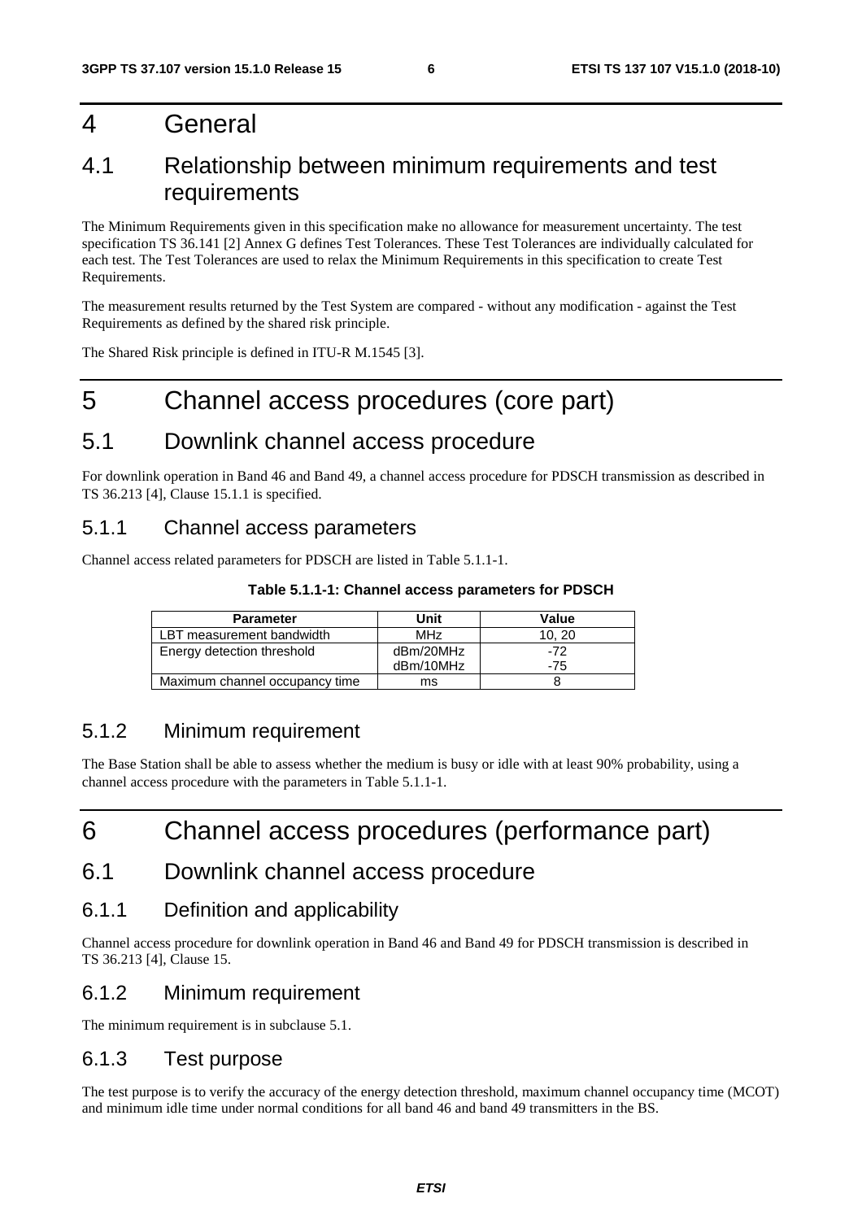# 4 General

## 4.1 Relationship between minimum requirements and test requirements

The Minimum Requirements given in this specification make no allowance for measurement uncertainty. The test specification TS 36.141 [2] Annex G defines Test Tolerances. These Test Tolerances are individually calculated for each test. The Test Tolerances are used to relax the Minimum Requirements in this specification to create Test Requirements.

The measurement results returned by the Test System are compared - without any modification - against the Test Requirements as defined by the shared risk principle.

The Shared Risk principle is defined in ITU-R M.1545 [3].

# 5 Channel access procedures (core part)

## 5.1 Downlink channel access procedure

For downlink operation in Band 46 and Band 49, a channel access procedure for PDSCH transmission as described in TS 36.213 [4], Clause 15.1.1 is specified.

### 5.1.1 Channel access parameters

Channel access related parameters for PDSCH are listed in Table 5.1.1-1.

**Table 5.1.1-1: Channel access parameters for PDSCH**

| Parameter | Unit | Value |
|---|---|---|
| LBT measurement bandwidth | MHz | 10, 20 |
| Energy detection threshold | dBm/20MHz<br>dBm/10MHz | -72<br>-75 |
| Maximum channel occupancy time | ms | 8 |

### 5.1.2 Minimum requirement

The Base Station shall be able to assess whether the medium is busy or idle with at least 90% probability, using a channel access procedure with the parameters in Table 5.1.1-1.

# 6 Channel access procedures (performance part)

## 6.1 Downlink channel access procedure

### 6.1.1 Definition and applicability

Channel access procedure for downlink operation in Band 46 and Band 49 for PDSCH transmission is described in TS 36.213 [4], Clause 15.

### 6.1.2 Minimum requirement

The minimum requirement is in subclause 5.1.

### 6.1.3 Test purpose

The test purpose is to verify the accuracy of the energy detection threshold, maximum channel occupancy time (MCOT) and minimum idle time under normal conditions for all band 46 and band 49 transmitters in the BS.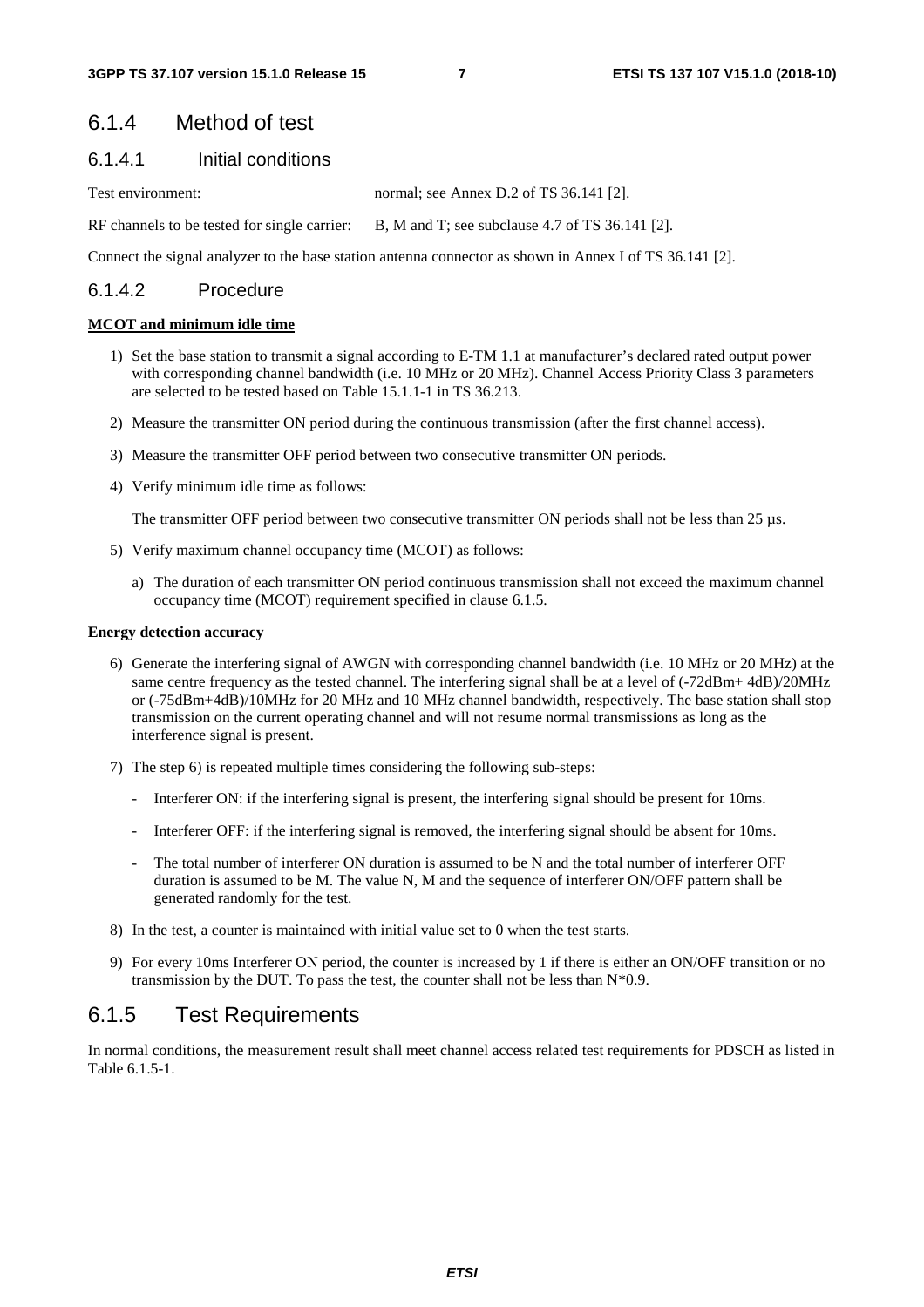## 6.1.4 Method of test

### 6.1.4.1 Initial conditions

Test environment: normal; see Annex D.2 of TS 36.141 [2].

RF channels to be tested for single carrier: B, M and T; see subclause 4.7 of TS 36.141 [2].

Connect the signal analyzer to the base station antenna connector as shown in Annex I of TS 36.141 [2].

### 6.1.4.2 Procedure

**MCOT and minimum idle time**

1) Set the base station to transmit a signal according to E-TM 1.1 at manufacturer's declared rated output power with corresponding channel bandwidth (i.e. 10 MHz or 20 MHz). Channel Access Priority Class 3 parameters are selected to be tested based on Table 15.1.1-1 in TS 36.213.

2) Measure the transmitter ON period during the continuous transmission (after the first channel access).

3) Measure the transmitter OFF period between two consecutive transmitter ON periods.

4) Verify minimum idle time as follows:

   The transmitter OFF period between two consecutive transmitter ON periods shall not be less than 25 μs.

5) Verify maximum channel occupancy time (MCOT) as follows:

   a) The duration of each transmitter ON period continuous transmission shall not exceed the maximum channel occupancy time (MCOT) requirement specified in clause 6.1.5.

**Energy detection accuracy**

6) Generate the interfering signal of AWGN with corresponding channel bandwidth (i.e. 10 MHz or 20 MHz) at the same centre frequency as the tested channel. The interfering signal shall be at a level of (-72dBm+ 4dB)/20MHz or (-75dBm+4dB)/10MHz for 20 MHz and 10 MHz channel bandwidth, respectively. The base station shall stop transmission on the current operating channel and will not resume normal transmissions as long as the interference signal is present.

7) The step 6) is repeated multiple times considering the following sub-steps:

   - Interferer ON: if the interfering signal is present, the interfering signal should be present for 10ms.
   - Interferer OFF: if the interfering signal is removed, the interfering signal should be absent for 10ms.
   - The total number of interferer ON duration is assumed to be N and the total number of interferer OFF duration is assumed to be M. The value N, M and the sequence of interferer ON/OFF pattern shall be generated randomly for the test.

8) In the test, a counter is maintained with initial value set to 0 when the test starts.

9) For every 10ms Interferer ON period, the counter is increased by 1 if there is either an ON/OFF transition or no transmission by the DUT. To pass the test, the counter shall not be less than N*0.9.

## 6.1.5 Test Requirements

In normal conditions, the measurement result shall meet channel access related test requirements for PDSCH as listed in Table 6.1.5-1.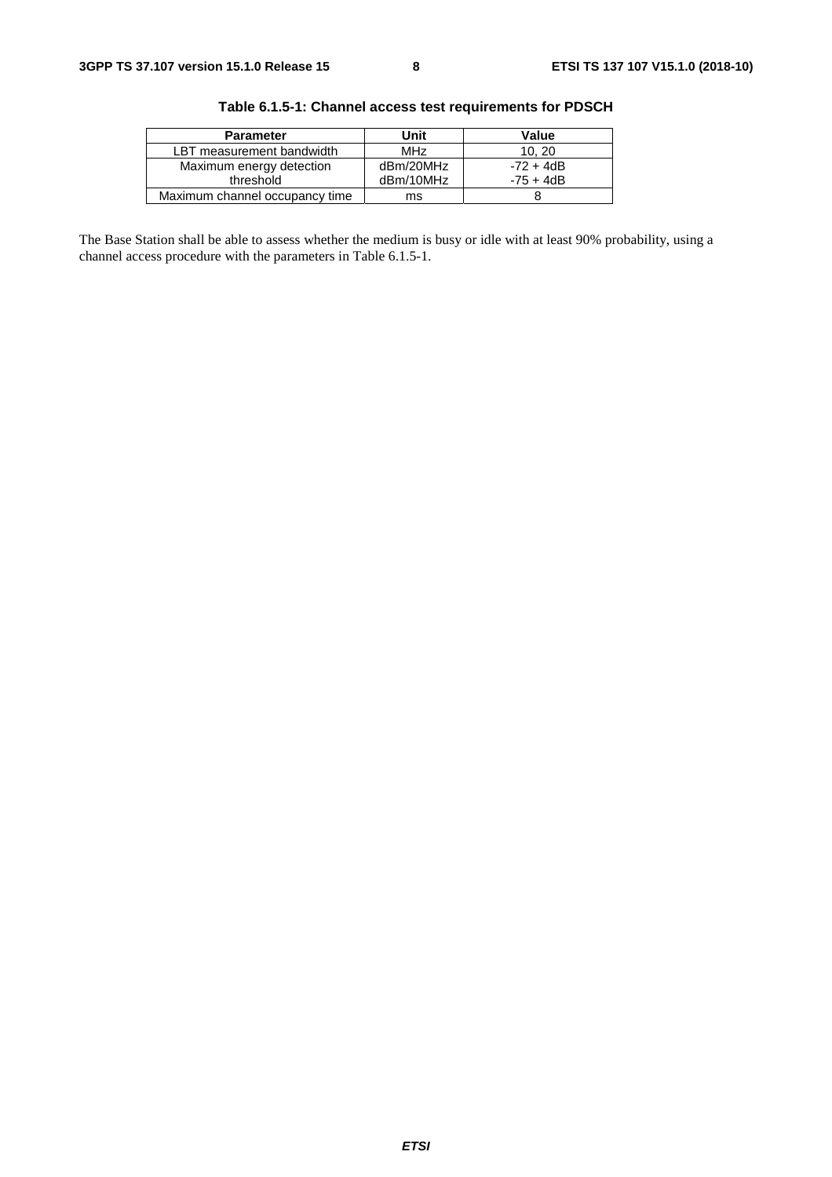**Table 6.1.5-1: Channel access test requirements for PDSCH**

| Parameter | Unit | Value |
|---|---|---|
| LBT measurement bandwidth | MHz | 10, 20 |
| Maximum energy detection threshold | dBm/20MHz<br>dBm/10MHz | -72 + 4dB<br>-75 + 4dB |
| Maximum channel occupancy time | ms | 8 |

The Base Station shall be able to assess whether the medium is busy or idle with at least 90% probability, using a channel access procedure with the parameters in Table 6.1.5-1.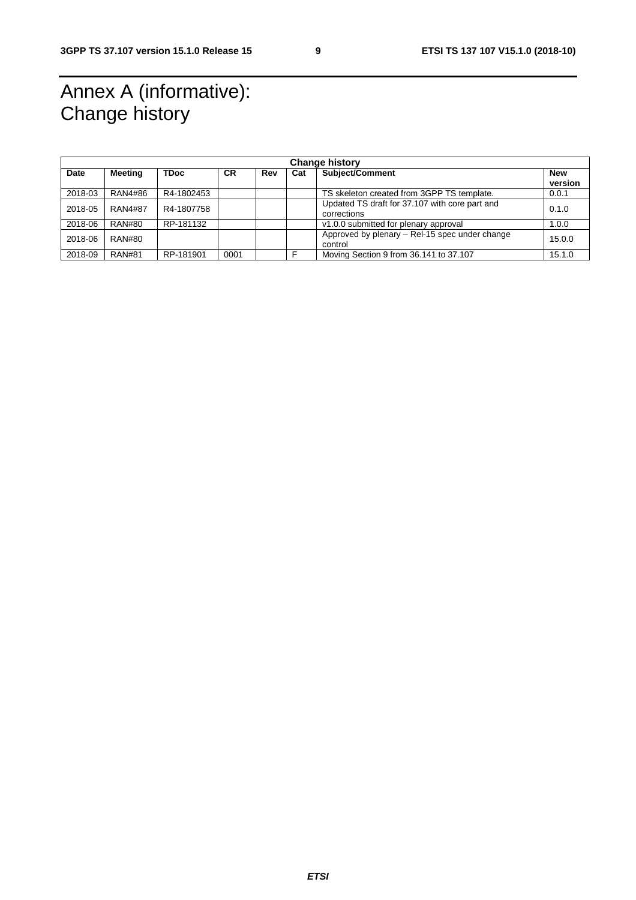# Annex A (informative): Change history

| Change history | | | | | | | |
|---|---|---|---|---|---|---|---|
| **Date** | **Meeting** | **TDoc** | **CR** | **Rev** | **Cat** | **Subject/Comment** | **New version** |
| 2018-03 | RAN4#86 | R4-1802453 | | | | TS skeleton created from 3GPP TS template. | 0.0.1 |
| 2018-05 | RAN4#87 | R4-1807758 | | | | Updated TS draft for 37.107 with core part and corrections | 0.1.0 |
| 2018-06 | RAN#80 | RP-181132 | | | | v1.0.0 submitted for plenary approval | 1.0.0 |
| 2018-06 | RAN#80 | | | | | Approved by plenary – Rel-15 spec under change control | 15.0.0 |
| 2018-09 | RAN#81 | RP-181901 | 0001 | | F | Moving Section 9 from 36.141 to 37.107 | 15.1.0 |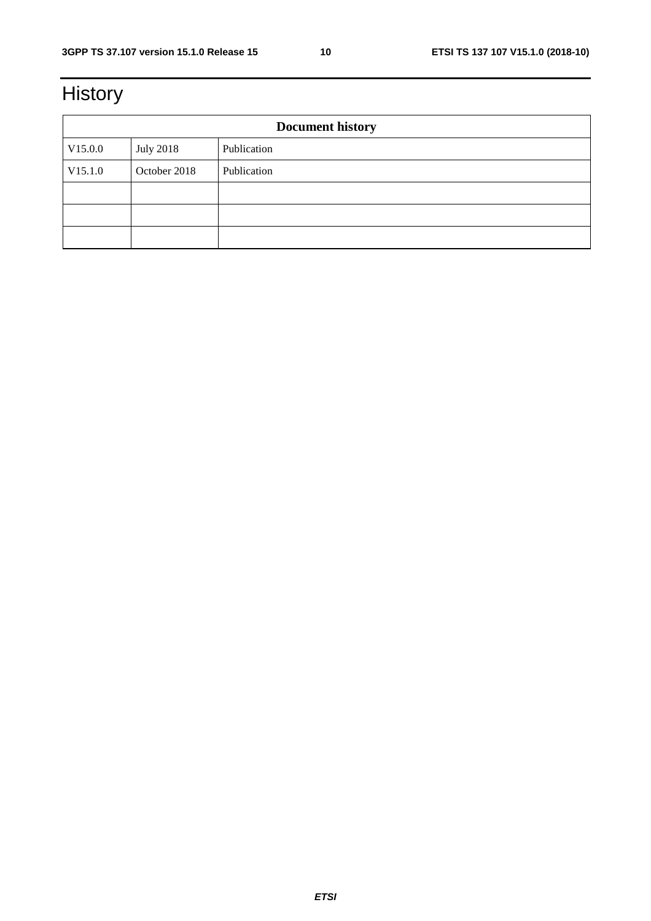# History

| Document history | | |
|---|---|---|
| V15.0.0 | July 2018 | Publication |
| V15.1.0 | October 2018 | Publication |
| | | |
| | | |
| | | |